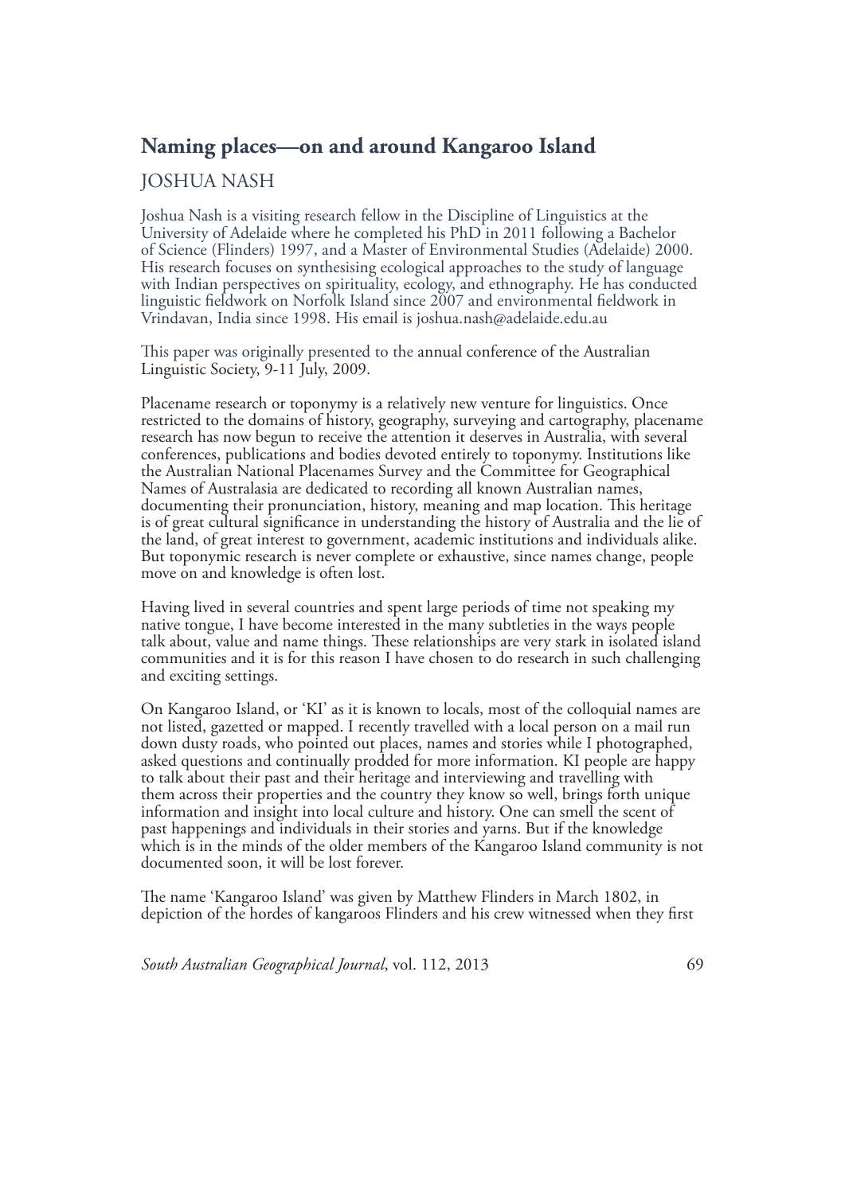# Naming places—on and around Kangaroo Island

JOSHUA NASH

Joshua Nash is a visiting research fellow in the Discipline of Linguistics at the University of Adelaide where he completed his PhD in 2011 following a Bachelor of Science (Flinders) 1997, and a Master of Environmental Studies (Adelaide) 2000. His research focuses on synthesising ecological approaches to the study of language with Indian perspectives on spirituality, ecology, and ethnography. He has conducted linguistic fieldwork on Norfolk Island since 2007 and environmental fieldwork in Vrindavan, India since 1998. His email is joshua.nash@adelaide.edu.au

This paper was originally presented to the annual conference of the Australian Linguistic Society, 9-11 July, 2009.

Placename research or toponymy is a relatively new venture for linguistics. Once restricted to the domains of history, geography, surveying and cartography, placename research has now begun to receive the attention it deserves in Australia, with several conferences, publications and bodies devoted entirely to toponymy. Institutions like the Australian National Placenames Survey and the Committee for Geographical Names of Australasia are dedicated to recording all known Australian names, documenting their pronunciation, history, meaning and map location. This heritage is of great cultural significance in understanding the history of Australia and the lie of the land, of great interest to government, academic institutions and individuals alike. But toponymic research is never complete or exhaustive, since names change, people move on and knowledge is often lost.

Having lived in several countries and spent large periods of time not speaking my native tongue, I have become interested in the many subtleties in the ways people talk about, value and name things. These relationships are very stark in isolated island communities and it is for this reason I have chosen to do research in such challenging and exciting settings.

On Kangaroo Island, or 'KI' as it is known to locals, most of the colloquial names are not listed, gazetted or mapped. I recently travelled with a local person on a mail run down dusty roads, who pointed out places, names and stories while I photographed, asked questions and continually prodded for more information. KI people are happy to talk about their past and their heritage and interviewing and travelling with them across their properties and the country they know so well, brings forth unique information and insight into local culture and history. One can smell the scent of past happenings and individuals in their stories and yarns. But if the knowledge which is in the minds of the older members of the Kangaroo Island community is not documented soon, it will be lost forever.

The name 'Kangaroo Island' was given by Matthew Flinders in March 1802, in depiction of the hordes of kangaroos Flinders and his crew witnessed when they first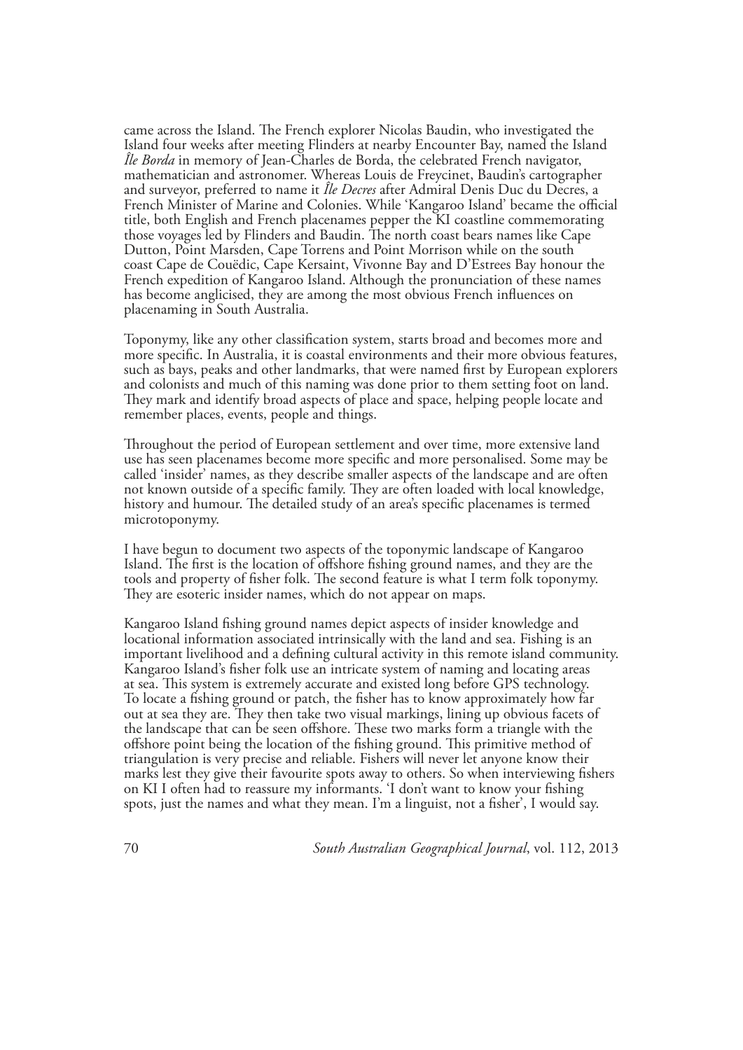came across the Island. The French explorer Nicolas Baudin, who investigated the Island four weeks after meeting Flinders at nearby Encounter Bay, named the Island *Île Borda* in memory of Jean-Charles de Borda, the celebrated French navigator, mathematician and astronomer. Whereas Louis de Freycinet, Baudin's cartographer and surveyor, preferred to name it *Île Decres* after Admiral Denis Duc du Decres, a French Minister of Marine and Colonies. While 'Kangaroo Island' became the official title, both English and French placenames pepper the KI coastline commemorating those voyages led by Flinders and Baudin. The north coast bears names like Cape Dutton, Point Marsden, Cape Torrens and Point Morrison while on the south coast Cape de Couëdic, Cape Kersaint, Vivonne Bay and D'Estrees Bay honour the French expedition of Kangaroo Island. Although the pronunciation of these names has become anglicised, they are among the most obvious French influences on placenaming in South Australia.

Toponymy, like any other classification system, starts broad and becomes more and more specific. In Australia, it is coastal environments and their more obvious features, such as bays, peaks and other landmarks, that were named first by European explorers and colonists and much of this naming was done prior to them setting foot on land. They mark and identify broad aspects of place and space, helping people locate and remember places, events, people and things.

Throughout the period of European settlement and over time, more extensive land use has seen placenames become more specific and more personalised. Some may be called 'insider' names, as they describe smaller aspects of the landscape and are often not known outside of a specific family. They are often loaded with local knowledge, history and humour. The detailed study of an area's specific placenames is termed microtoponymy.

I have begun to document two aspects of the toponymic landscape of Kangaroo Island. The first is the location of offshore fishing ground names, and they are the tools and property of fisher folk. The second feature is what I term folk toponymy. They are esoteric insider names, which do not appear on maps.

Kangaroo Island fishing ground names depict aspects of insider knowledge and locational information associated intrinsically with the land and sea. Fishing is an important livelihood and a defining cultural activity in this remote island community. Kangaroo Island's fisher folk use an intricate system of naming and locating areas at sea. This system is extremely accurate and existed long before GPS technology. To locate a fishing ground or patch, the fisher has to know approximately how far out at sea they are. They then take two visual markings, lining up obvious facets of the landscape that can be seen offshore. These two marks form a triangle with the offshore point being the location of the fishing ground. This primitive method of triangulation is very precise and reliable. Fishers will never let anyone know their marks lest they give their favourite spots away to others. So when interviewing fishers on KI I often had to reassure my informants. 'I don't want to know your fishing spots, just the names and what they mean. I'm a linguist, not a fisher', I would say.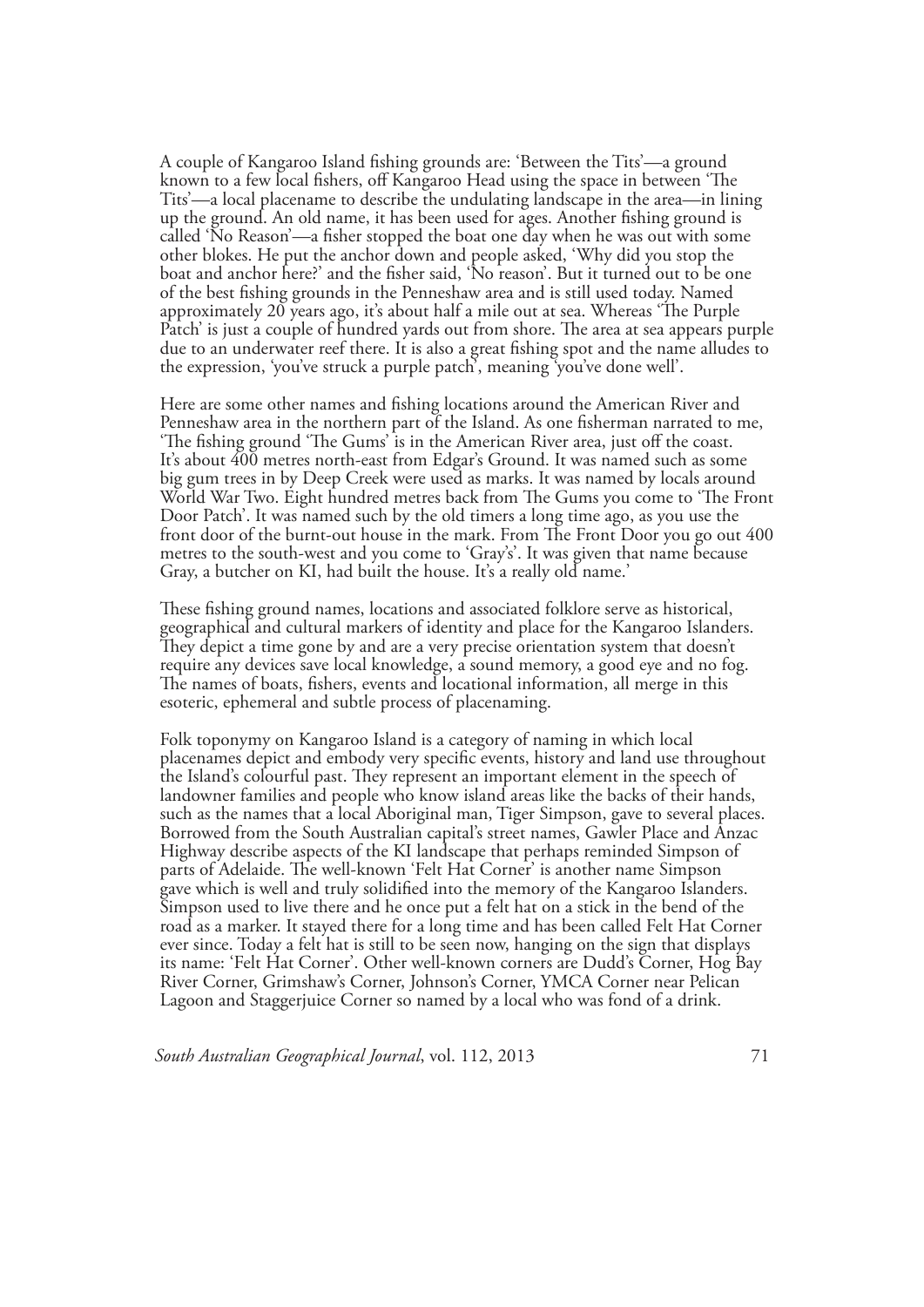A couple of Kangaroo Island fishing grounds are: 'Between the Tits'—a ground known to a few local fishers, off Kangaroo Head using the space in between 'The Tits'—a local placename to describe the undulating landscape in the area—in lining up the ground. An old name, it has been used for ages. Another fishing ground is called 'No Reason'—a fisher stopped the boat one day when he was out with some other blokes. He put the anchor down and people asked, 'Why did you stop the boat and anchor here?' and the fisher said, 'No reason'. But it turned out to be one of the best fishing grounds in the Penneshaw area and is still used today. Named approximately 20 years ago, it's about half a mile out at sea. Whereas 'The Purple Patch' is just a couple of hundred yards out from shore. The area at sea appears purple due to an underwater reef there. It is also a great fishing spot and the name alludes to the expression, 'you've struck a purple patch', meaning 'you've done well'.

Here are some other names and fishing locations around the American River and Penneshaw area in the northern part of the Island. As one fisherman narrated to me, 'The fishing ground 'The Gums' is in the American River area, just off the coast. It's about 400 metres north-east from Edgar's Ground. It was named such as some big gum trees in by Deep Creek were used as marks. It was named by locals around World War Two. Eight hundred metres back from The Gums you come to 'The Front Door Patch'. It was named such by the old timers a long time ago, as you use the front door of the burnt-out house in the mark. From The Front Door you go out 400 metres to the south-west and you come to 'Gray's'. It was given that name because Gray, a butcher on KI, had built the house. It's a really old name.'

These fishing ground names, locations and associated folklore serve as historical, geographical and cultural markers of identity and place for the Kangaroo Islanders. They depict a time gone by and are a very precise orientation system that doesn't require any devices save local knowledge, a sound memory, a good eye and no fog. The names of boats, fishers, events and locational information, all merge in this esoteric, ephemeral and subtle process of placenaming.

Folk toponymy on Kangaroo Island is a category of naming in which local placenames depict and embody very specific events, history and land use throughout the Island's colourful past. They represent an important element in the speech of landowner families and people who know island areas like the backs of their hands, such as the names that a local Aboriginal man, Tiger Simpson, gave to several places. Borrowed from the South Australian capital's street names, Gawler Place and Anzac Highway describe aspects of the KI landscape that perhaps reminded Simpson of parts of Adelaide. The well-known 'Felt Hat Corner' is another name Simpson gave which is well and truly solidified into the memory of the Kangaroo Islanders. Simpson used to live there and he once put a felt hat on a stick in the bend of the road as a marker. It stayed there for a long time and has been called Felt Hat Corner ever since. Today a felt hat is still to be seen now, hanging on the sign that displays its name: 'Felt Hat Corner'. Other well-known corners are Dudd's Corner, Hog Bay River Corner, Grimshaw's Corner, Johnson's Corner, YMCA Corner near Pelican Lagoon and Staggerjuice Corner so named by a local who was fond of a drink.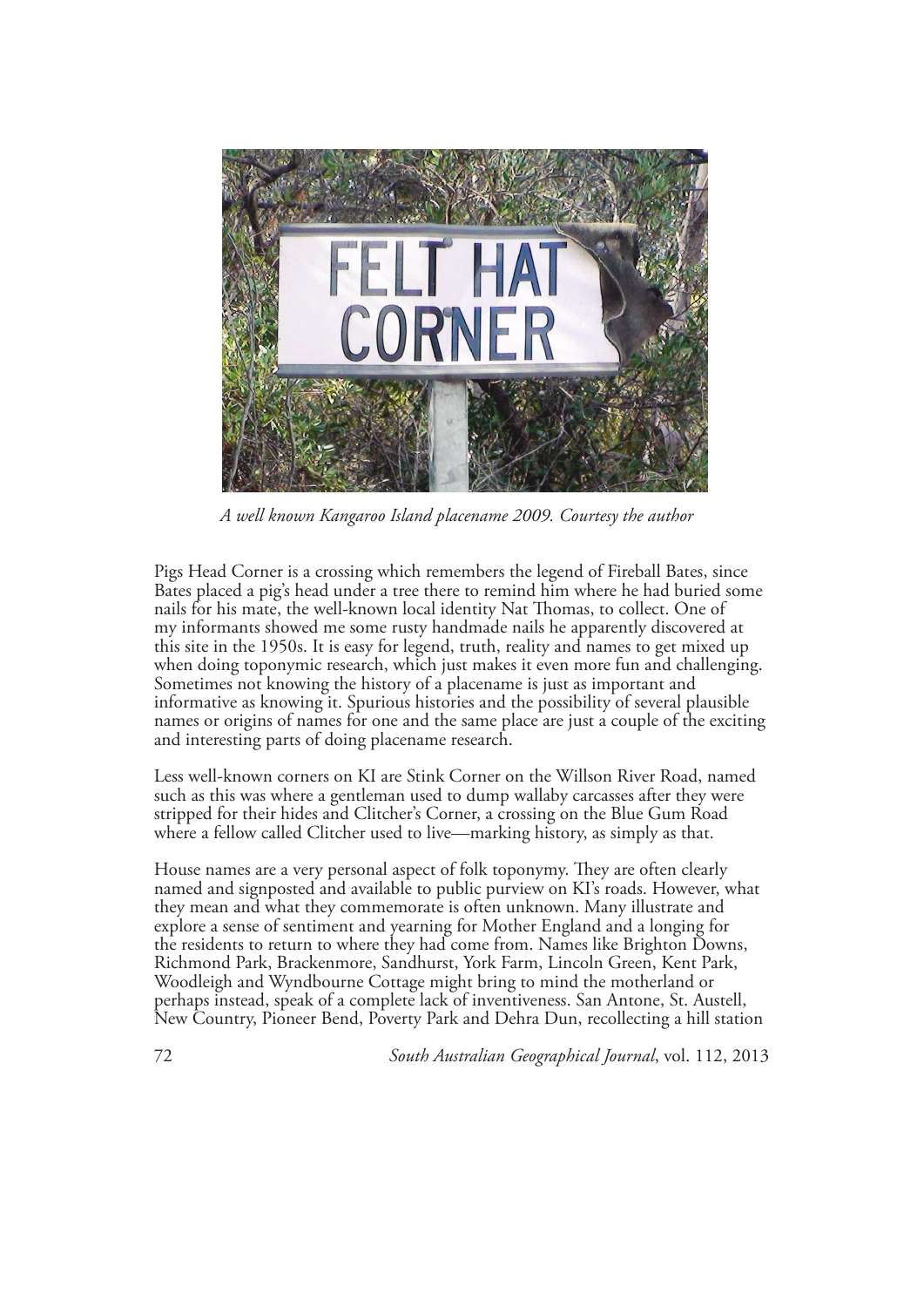*A well known Kangaroo Island placename 2009. Courtesy the author*

Pigs Head Corner is a crossing which remembers the legend of Fireball Bates, since Bates placed a pig's head under a tree there to remind him where he had buried some nails for his mate, the well-known local identity Nat Thomas, to collect. One of my informants showed me some rusty handmade nails he apparently discovered at this site in the 1950s. It is easy for legend, truth, reality and names to get mixed up when doing toponymic research, which just makes it even more fun and challenging. Sometimes not knowing the history of a placename is just as important and informative as knowing it. Spurious histories and the possibility of several plausible names or origins of names for one and the same place are just a couple of the exciting and interesting parts of doing placename research.

Less well-known corners on KI are Stink Corner on the Willson River Road, named such as this was where a gentleman used to dump wallaby carcasses after they were stripped for their hides and Clitcher's Corner, a crossing on the Blue Gum Road where a fellow called Clitcher used to live—marking history, as simply as that.

House names are a very personal aspect of folk toponymy. They are often clearly named and signposted and available to public purview on KI's roads. However, what they mean and what they commemorate is often unknown. Many illustrate and explore a sense of sentiment and yearning for Mother England and a longing for the residents to return to where they had come from. Names like Brighton Downs, Richmond Park, Brackenmore, Sandhurst, York Farm, Lincoln Green, Kent Park, Woodleigh and Wyndbourne Cottage might bring to mind the motherland or perhaps instead, speak of a complete lack of inventiveness. San Antone, St. Austell, New Country, Pioneer Bend, Poverty Park and Dehra Dun, recollecting a hill station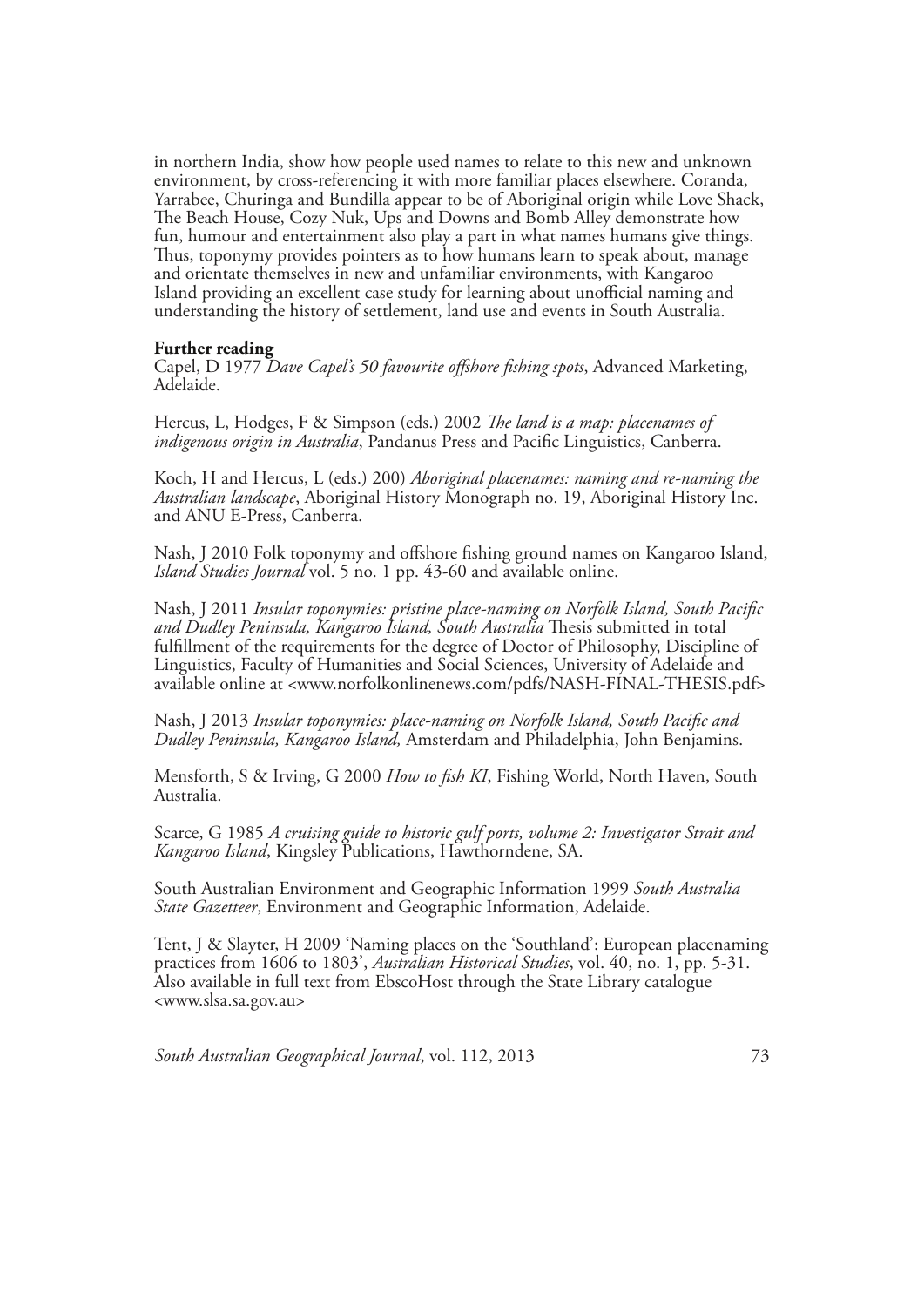in northern India, show how people used names to relate to this new and unknown environment, by cross-referencing it with more familiar places elsewhere. Coranda, Yarrabee, Churinga and Bundilla appear to be of Aboriginal origin while Love Shack, The Beach House, Cozy Nuk, Ups and Downs and Bomb Alley demonstrate how fun, humour and entertainment also play a part in what names humans give things. Thus, toponymy provides pointers as to how humans learn to speak about, manage and orientate themselves in new and unfamiliar environments, with Kangaroo Island providing an excellent case study for learning about unofficial naming and understanding the history of settlement, land use and events in South Australia.

**Further reading**

Capel, D 1977 *Dave Capel's 50 favourite offshore fishing spots*, Advanced Marketing, Adelaide.

Hercus, L, Hodges, F & Simpson (eds.) 2002 *The land is a map: placenames of indigenous origin in Australia*, Pandanus Press and Pacific Linguistics, Canberra.

Koch, H and Hercus, L (eds.) 200) *Aboriginal placenames: naming and re-naming the Australian landscape*, Aboriginal History Monograph no. 19, Aboriginal History Inc. and ANU E-Press, Canberra.

Nash, J 2010 Folk toponymy and offshore fishing ground names on Kangaroo Island, *Island Studies Journal* vol. 5 no. 1 pp. 43-60 and available online.

Nash, J 2011 *Insular toponymies: pristine place-naming on Norfolk Island, South Pacific and Dudley Peninsula, Kangaroo Island, South Australia* Thesis submitted in total fulfillment of the requirements for the degree of Doctor of Philosophy, Discipline of Linguistics, Faculty of Humanities and Social Sciences, University of Adelaide and available online at <www.norfolkonlinenews.com/pdfs/NASH-FINAL-THESIS.pdf>

Nash, J 2013 *Insular toponymies: place-naming on Norfolk Island, South Pacific and Dudley Peninsula, Kangaroo Island,* Amsterdam and Philadelphia, John Benjamins.

Mensforth, S & Irving, G 2000 *How to fish KI*, Fishing World, North Haven, South Australia.

Scarce, G 1985 *A cruising guide to historic gulf ports, volume 2: Investigator Strait and Kangaroo Island*, Kingsley Publications, Hawthorndene, SA.

South Australian Environment and Geographic Information 1999 *South Australia State Gazetteer*, Environment and Geographic Information, Adelaide.

Tent, J & Slayter, H 2009 'Naming places on the 'Southland': European placenaming practices from 1606 to 1803', *Australian Historical Studies*, vol. 40, no. 1, pp. 5-31. Also available in full text from EbscoHost through the State Library catalogue <www.slsa.sa.gov.au>